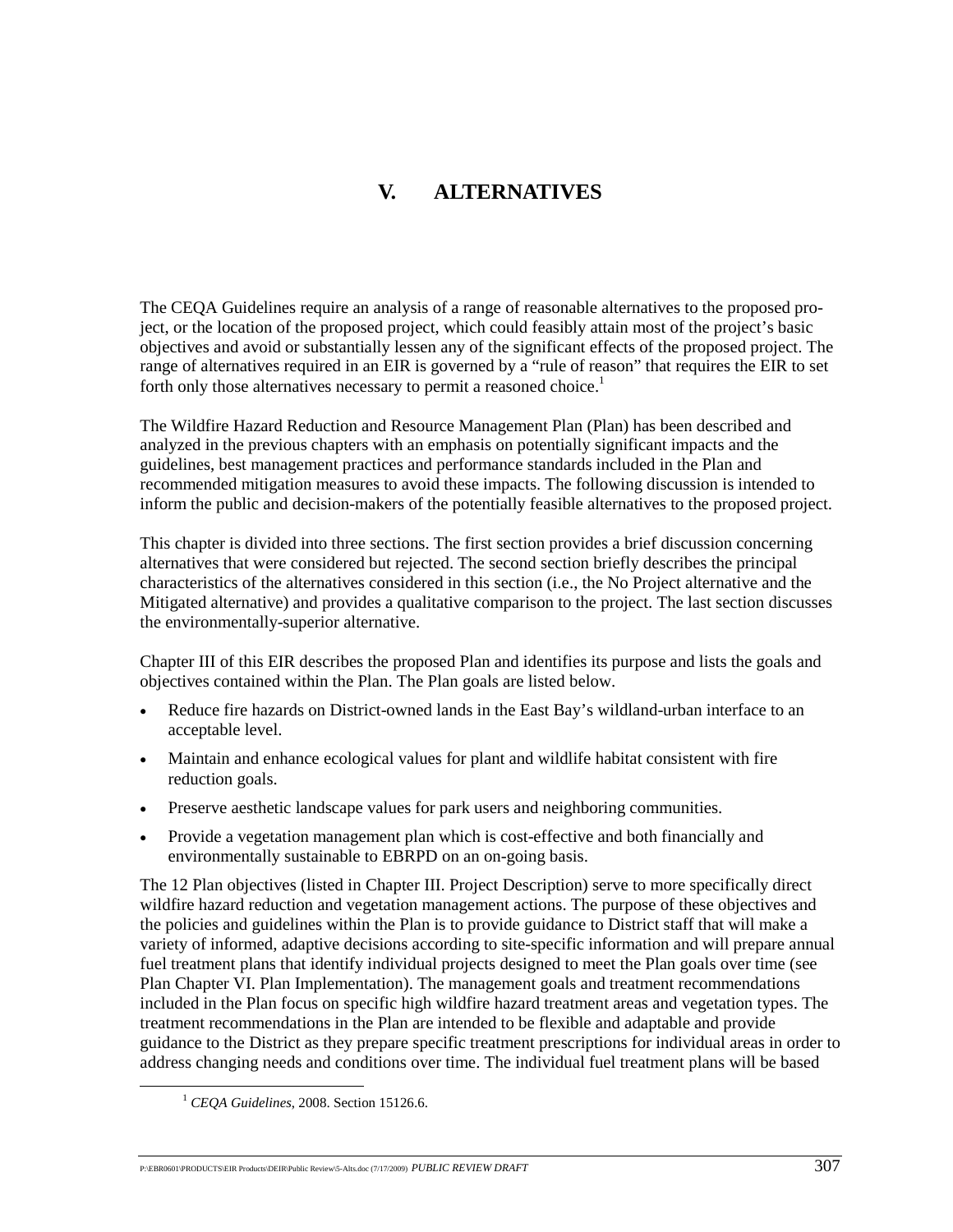# V. ALTERNATIVES

The CEQA Guidelines require an analysis of a range of reasonable alternatives to the proposed project, or the location of the proposed project, which could feasibly attain most of the project's basic objectives and avoid or substantially lessen any of the significant effects of the proposed project. The range of alternatives required in an EIR is governed by a "rule of reason" that requires the EIR to set forth only those alternatives necessary to permit a reasoned choice.[1]

The Wildfire Hazard Reduction and Resource Management Plan (Plan) has been described and analyzed in the previous chapters with an emphasis on potentially significant impacts and the guidelines, best management practices and performance standards included in the Plan and recommended mitigation measures to avoid these impacts. The following discussion is intended to inform the public and decision-makers of the potentially feasible alternatives to the proposed project.

This chapter is divided into three sections. The first section provides a brief discussion concerning alternatives that were considered but rejected. The second section briefly describes the principal characteristics of the alternatives considered in this section (i.e., the No Project alternative and the Mitigated alternative) and provides a qualitative comparison to the project. The last section discusses the environmentally-superior alternative.

Chapter III of this EIR describes the proposed Plan and identifies its purpose and lists the goals and objectives contained within the Plan. The Plan goals are listed below.

- Reduce fire hazards on District-owned lands in the East Bay's wildland-urban interface to an acceptable level.
- Maintain and enhance ecological values for plant and wildlife habitat consistent with fire reduction goals.
- Preserve aesthetic landscape values for park users and neighboring communities.
- Provide a vegetation management plan which is cost-effective and both financially and environmentally sustainable to EBRPD on an on-going basis.

The 12 Plan objectives (listed in Chapter III. Project Description) serve to more specifically direct wildfire hazard reduction and vegetation management actions. The purpose of these objectives and the policies and guidelines within the Plan is to provide guidance to District staff that will make a variety of informed, adaptive decisions according to site-specific information and will prepare annual fuel treatment plans that identify individual projects designed to meet the Plan goals over time (see Plan Chapter VI. Plan Implementation). The management goals and treatment recommendations included in the Plan focus on specific high wildfire hazard treatment areas and vegetation types. The treatment recommendations in the Plan are intended to be flexible and adaptable and provide guidance to the District as they prepare specific treatment prescriptions for individual areas in order to address changing needs and conditions over time. The individual fuel treatment plans will be based

[1] *CEQA Guidelines*, 2008. Section 15126.6.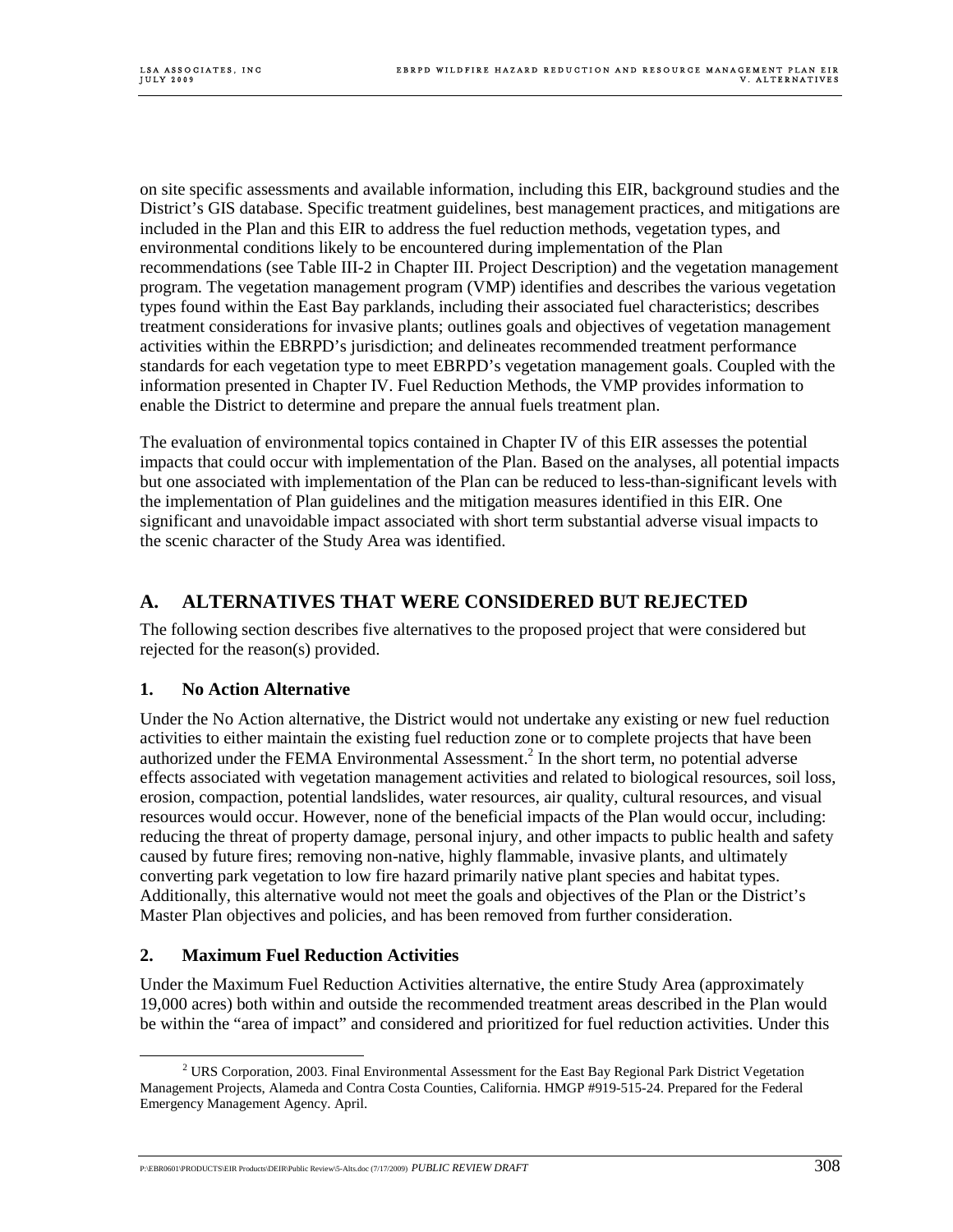on site specific assessments and available information, including this EIR, background studies and the District's GIS database. Specific treatment guidelines, best management practices, and mitigations are included in the Plan and this EIR to address the fuel reduction methods, vegetation types, and environmental conditions likely to be encountered during implementation of the Plan recommendations (see Table III-2 in Chapter III. Project Description) and the vegetation management program. The vegetation management program (VMP) identifies and describes the various vegetation types found within the East Bay parklands, including their associated fuel characteristics; describes treatment considerations for invasive plants; outlines goals and objectives of vegetation management activities within the EBRPD's jurisdiction; and delineates recommended treatment performance standards for each vegetation type to meet EBRPD's vegetation management goals. Coupled with the information presented in Chapter IV. Fuel Reduction Methods, the VMP provides information to enable the District to determine and prepare the annual fuels treatment plan.

The evaluation of environmental topics contained in Chapter IV of this EIR assesses the potential impacts that could occur with implementation of the Plan. Based on the analyses, all potential impacts but one associated with implementation of the Plan can be reduced to less-than-significant levels with the implementation of Plan guidelines and the mitigation measures identified in this EIR. One significant and unavoidable impact associated with short term substantial adverse visual impacts to the scenic character of the Study Area was identified.

## A. ALTERNATIVES THAT WERE CONSIDERED BUT REJECTED

The following section describes five alternatives to the proposed project that were considered but rejected for the reason(s) provided.

### 1. No Action Alternative

Under the No Action alternative, the District would not undertake any existing or new fuel reduction activities to either maintain the existing fuel reduction zone or to complete projects that have been authorized under the FEMA Environmental Assessment.[2] In the short term, no potential adverse effects associated with vegetation management activities and related to biological resources, soil loss, erosion, compaction, potential landslides, water resources, air quality, cultural resources, and visual resources would occur. However, none of the beneficial impacts of the Plan would occur, including: reducing the threat of property damage, personal injury, and other impacts to public health and safety caused by future fires; removing non-native, highly flammable, invasive plants, and ultimately converting park vegetation to low fire hazard primarily native plant species and habitat types. Additionally, this alternative would not meet the goals and objectives of the Plan or the District's Master Plan objectives and policies, and has been removed from further consideration.

### 2. Maximum Fuel Reduction Activities

Under the Maximum Fuel Reduction Activities alternative, the entire Study Area (approximately 19,000 acres) both within and outside the recommended treatment areas described in the Plan would be within the "area of impact" and considered and prioritized for fuel reduction activities. Under this

[2] URS Corporation, 2003. Final Environmental Assessment for the East Bay Regional Park District Vegetation Management Projects, Alameda and Contra Costa Counties, California. HMGP #919-515-24. Prepared for the Federal Emergency Management Agency. April.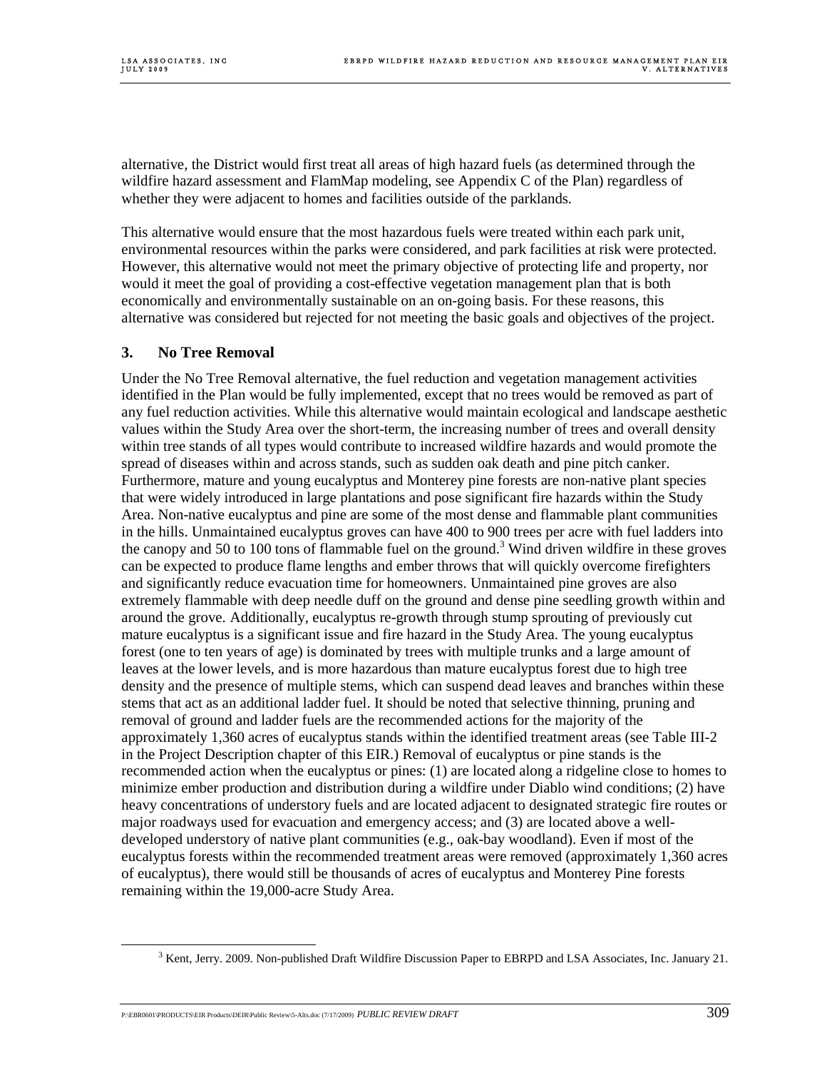alternative, the District would first treat all areas of high hazard fuels (as determined through the wildfire hazard assessment and FlamMap modeling, see Appendix C of the Plan) regardless of whether they were adjacent to homes and facilities outside of the parklands.

This alternative would ensure that the most hazardous fuels were treated within each park unit, environmental resources within the parks were considered, and park facilities at risk were protected. However, this alternative would not meet the primary objective of protecting life and property, nor would it meet the goal of providing a cost-effective vegetation management plan that is both economically and environmentally sustainable on an on-going basis. For these reasons, this alternative was considered but rejected for not meeting the basic goals and objectives of the project.

### 3. No Tree Removal

Under the No Tree Removal alternative, the fuel reduction and vegetation management activities identified in the Plan would be fully implemented, except that no trees would be removed as part of any fuel reduction activities. While this alternative would maintain ecological and landscape aesthetic values within the Study Area over the short-term, the increasing number of trees and overall density within tree stands of all types would contribute to increased wildfire hazards and would promote the spread of diseases within and across stands, such as sudden oak death and pine pitch canker. Furthermore, mature and young eucalyptus and Monterey pine forests are non-native plant species that were widely introduced in large plantations and pose significant fire hazards within the Study Area. Non-native eucalyptus and pine are some of the most dense and flammable plant communities in the hills. Unmaintained eucalyptus groves can have 400 to 900 trees per acre with fuel ladders into the canopy and 50 to 100 tons of flammable fuel on the ground.[3] Wind driven wildfire in these groves can be expected to produce flame lengths and ember throws that will quickly overcome firefighters and significantly reduce evacuation time for homeowners. Unmaintained pine groves are also extremely flammable with deep needle duff on the ground and dense pine seedling growth within and around the grove. Additionally, eucalyptus re-growth through stump sprouting of previously cut mature eucalyptus is a significant issue and fire hazard in the Study Area. The young eucalyptus forest (one to ten years of age) is dominated by trees with multiple trunks and a large amount of leaves at the lower levels, and is more hazardous than mature eucalyptus forest due to high tree density and the presence of multiple stems, which can suspend dead leaves and branches within these stems that act as an additional ladder fuel. It should be noted that selective thinning, pruning and removal of ground and ladder fuels are the recommended actions for the majority of the approximately 1,360 acres of eucalyptus stands within the identified treatment areas (see Table III-2 in the Project Description chapter of this EIR.) Removal of eucalyptus or pine stands is the recommended action when the eucalyptus or pines: (1) are located along a ridgeline close to homes to minimize ember production and distribution during a wildfire under Diablo wind conditions; (2) have heavy concentrations of understory fuels and are located adjacent to designated strategic fire routes or major roadways used for evacuation and emergency access; and (3) are located above a well-developed understory of native plant communities (e.g., oak-bay woodland). Even if most of the eucalyptus forests within the recommended treatment areas were removed (approximately 1,360 acres of eucalyptus), there would still be thousands of acres of eucalyptus and Monterey Pine forests remaining within the 19,000-acre Study Area.

[3] Kent, Jerry. 2009. Non-published Draft Wildfire Discussion Paper to EBRPD and LSA Associates, Inc. January 21.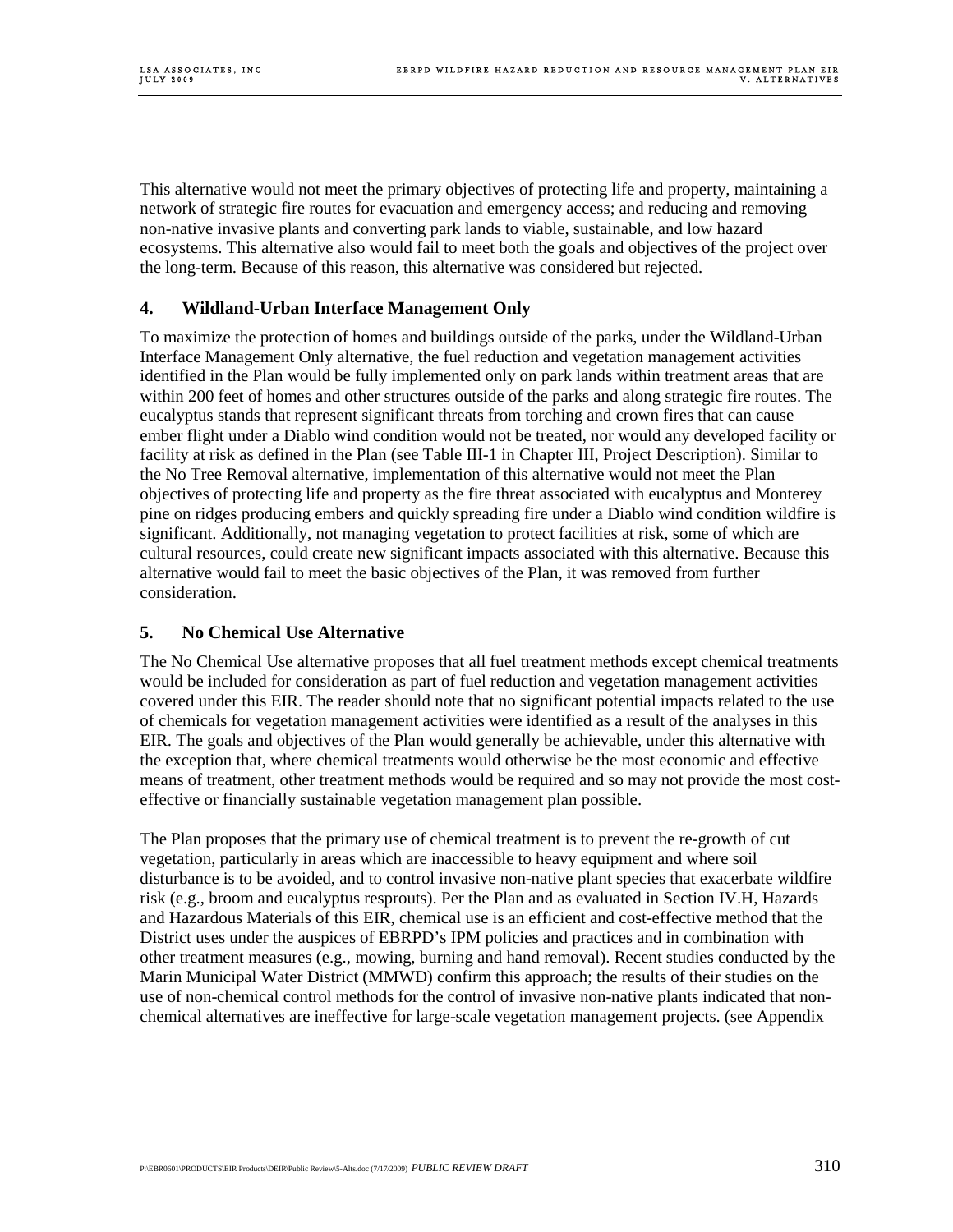This alternative would not meet the primary objectives of protecting life and property, maintaining a network of strategic fire routes for evacuation and emergency access; and reducing and removing non-native invasive plants and converting park lands to viable, sustainable, and low hazard ecosystems. This alternative also would fail to meet both the goals and objectives of the project over the long-term. Because of this reason, this alternative was considered but rejected.

### 4. Wildland-Urban Interface Management Only

To maximize the protection of homes and buildings outside of the parks, under the Wildland-Urban Interface Management Only alternative, the fuel reduction and vegetation management activities identified in the Plan would be fully implemented only on park lands within treatment areas that are within 200 feet of homes and other structures outside of the parks and along strategic fire routes. The eucalyptus stands that represent significant threats from torching and crown fires that can cause ember flight under a Diablo wind condition would not be treated, nor would any developed facility or facility at risk as defined in the Plan (see Table III-1 in Chapter III, Project Description). Similar to the No Tree Removal alternative, implementation of this alternative would not meet the Plan objectives of protecting life and property as the fire threat associated with eucalyptus and Monterey pine on ridges producing embers and quickly spreading fire under a Diablo wind condition wildfire is significant. Additionally, not managing vegetation to protect facilities at risk, some of which are cultural resources, could create new significant impacts associated with this alternative. Because this alternative would fail to meet the basic objectives of the Plan, it was removed from further consideration.

### 5. No Chemical Use Alternative

The No Chemical Use alternative proposes that all fuel treatment methods except chemical treatments would be included for consideration as part of fuel reduction and vegetation management activities covered under this EIR. The reader should note that no significant potential impacts related to the use of chemicals for vegetation management activities were identified as a result of the analyses in this EIR. The goals and objectives of the Plan would generally be achievable, under this alternative with the exception that, where chemical treatments would otherwise be the most economic and effective means of treatment, other treatment methods would be required and so may not provide the most cost-effective or financially sustainable vegetation management plan possible.

The Plan proposes that the primary use of chemical treatment is to prevent the re-growth of cut vegetation, particularly in areas which are inaccessible to heavy equipment and where soil disturbance is to be avoided, and to control invasive non-native plant species that exacerbate wildfire risk (e.g., broom and eucalyptus resprouts). Per the Plan and as evaluated in Section IV.H, Hazards and Hazardous Materials of this EIR, chemical use is an efficient and cost-effective method that the District uses under the auspices of EBRPD's IPM policies and practices and in combination with other treatment measures (e.g., mowing, burning and hand removal). Recent studies conducted by the Marin Municipal Water District (MMWD) confirm this approach; the results of their studies on the use of non-chemical control methods for the control of invasive non-native plants indicated that non-chemical alternatives are ineffective for large-scale vegetation management projects. (see Appendix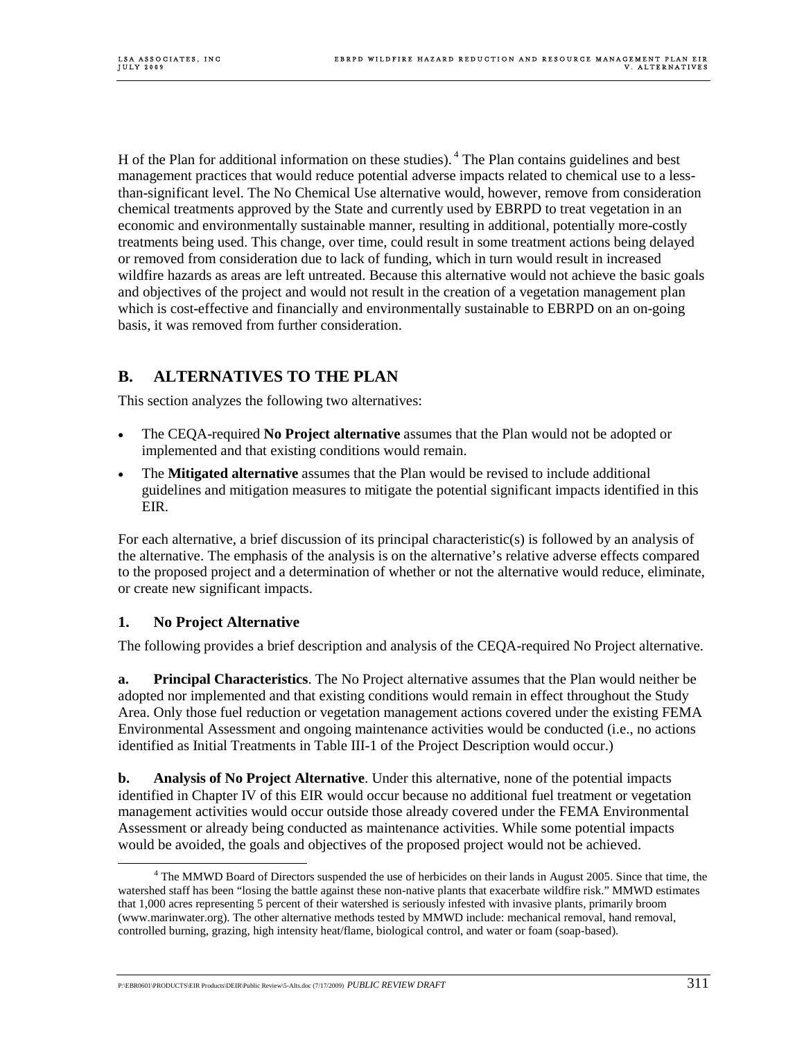H of the Plan for additional information on these studies).[4] The Plan contains guidelines and best management practices that would reduce potential adverse impacts related to chemical use to a less-than-significant level. The No Chemical Use alternative would, however, remove from consideration chemical treatments approved by the State and currently used by EBRPD to treat vegetation in an economic and environmentally sustainable manner, resulting in additional, potentially more-costly treatments being used. This change, over time, could result in some treatment actions being delayed or removed from consideration due to lack of funding, which in turn would result in increased wildfire hazards as areas are left untreated. Because this alternative would not achieve the basic goals and objectives of the project and would not result in the creation of a vegetation management plan which is cost-effective and financially and environmentally sustainable to EBRPD on an on-going basis, it was removed from further consideration.

## B. ALTERNATIVES TO THE PLAN

This section analyzes the following two alternatives:

- The CEQA-required **No Project alternative** assumes that the Plan would not be adopted or implemented and that existing conditions would remain.
- The **Mitigated alternative** assumes that the Plan would be revised to include additional guidelines and mitigation measures to mitigate the potential significant impacts identified in this EIR.

For each alternative, a brief discussion of its principal characteristic(s) is followed by an analysis of the alternative. The emphasis of the analysis is on the alternative's relative adverse effects compared to the proposed project and a determination of whether or not the alternative would reduce, eliminate, or create new significant impacts.

### 1. No Project Alternative

The following provides a brief description and analysis of the CEQA-required No Project alternative.

**a. Principal Characteristics**. The No Project alternative assumes that the Plan would neither be adopted nor implemented and that existing conditions would remain in effect throughout the Study Area. Only those fuel reduction or vegetation management actions covered under the existing FEMA Environmental Assessment and ongoing maintenance activities would be conducted (i.e., no actions identified as Initial Treatments in Table III-1 of the Project Description would occur.)

**b. Analysis of No Project Alternative**. Under this alternative, none of the potential impacts identified in Chapter IV of this EIR would occur because no additional fuel treatment or vegetation management activities would occur outside those already covered under the FEMA Environmental Assessment or already being conducted as maintenance activities. While some potential impacts would be avoided, the goals and objectives of the proposed project would not be achieved.

[4] The MMWD Board of Directors suspended the use of herbicides on their lands in August 2005. Since that time, the watershed staff has been "losing the battle against these non-native plants that exacerbate wildfire risk." MMWD estimates that 1,000 acres representing 5 percent of their watershed is seriously infested with invasive plants, primarily broom (www.marinwater.org). The other alternative methods tested by MMWD include: mechanical removal, hand removal, controlled burning, grazing, high intensity heat/flame, biological control, and water or foam (soap-based).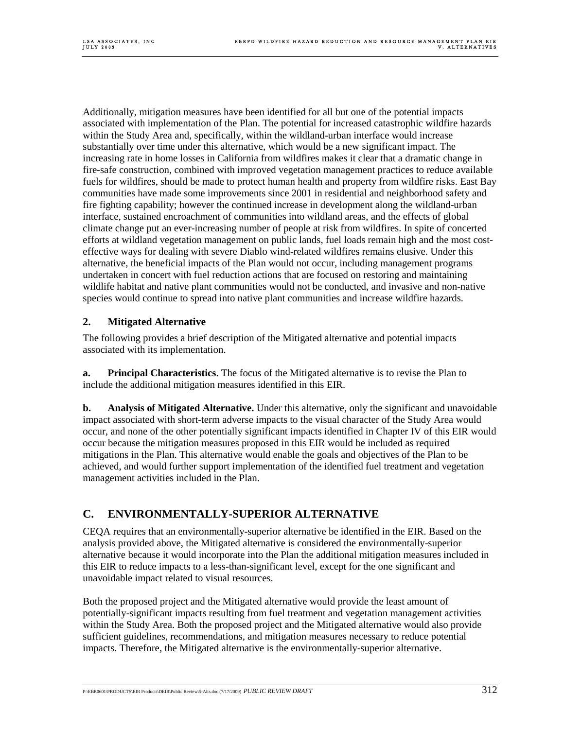Additionally, mitigation measures have been identified for all but one of the potential impacts associated with implementation of the Plan. The potential for increased catastrophic wildfire hazards within the Study Area and, specifically, within the wildland-urban interface would increase substantially over time under this alternative, which would be a new significant impact. The increasing rate in home losses in California from wildfires makes it clear that a dramatic change in fire-safe construction, combined with improved vegetation management practices to reduce available fuels for wildfires, should be made to protect human health and property from wildfire risks. East Bay communities have made some improvements since 2001 in residential and neighborhood safety and fire fighting capability; however the continued increase in development along the wildland-urban interface, sustained encroachment of communities into wildland areas, and the effects of global climate change put an ever-increasing number of people at risk from wildfires. In spite of concerted efforts at wildland vegetation management on public lands, fuel loads remain high and the most cost-effective ways for dealing with severe Diablo wind-related wildfires remains elusive. Under this alternative, the beneficial impacts of the Plan would not occur, including management programs undertaken in concert with fuel reduction actions that are focused on restoring and maintaining wildlife habitat and native plant communities would not be conducted, and invasive and non-native species would continue to spread into native plant communities and increase wildfire hazards.

### 2. Mitigated Alternative

The following provides a brief description of the Mitigated alternative and potential impacts associated with its implementation.

**a. Principal Characteristics**. The focus of the Mitigated alternative is to revise the Plan to include the additional mitigation measures identified in this EIR.

**b. Analysis of Mitigated Alternative.** Under this alternative, only the significant and unavoidable impact associated with short-term adverse impacts to the visual character of the Study Area would occur, and none of the other potentially significant impacts identified in Chapter IV of this EIR would occur because the mitigation measures proposed in this EIR would be included as required mitigations in the Plan. This alternative would enable the goals and objectives of the Plan to be achieved, and would further support implementation of the identified fuel treatment and vegetation management activities included in the Plan.

## C. ENVIRONMENTALLY-SUPERIOR ALTERNATIVE

CEQA requires that an environmentally-superior alternative be identified in the EIR. Based on the analysis provided above, the Mitigated alternative is considered the environmentally-superior alternative because it would incorporate into the Plan the additional mitigation measures included in this EIR to reduce impacts to a less-than-significant level, except for the one significant and unavoidable impact related to visual resources.

Both the proposed project and the Mitigated alternative would provide the least amount of potentially-significant impacts resulting from fuel treatment and vegetation management activities within the Study Area. Both the proposed project and the Mitigated alternative would also provide sufficient guidelines, recommendations, and mitigation measures necessary to reduce potential impacts. Therefore, the Mitigated alternative is the environmentally-superior alternative.